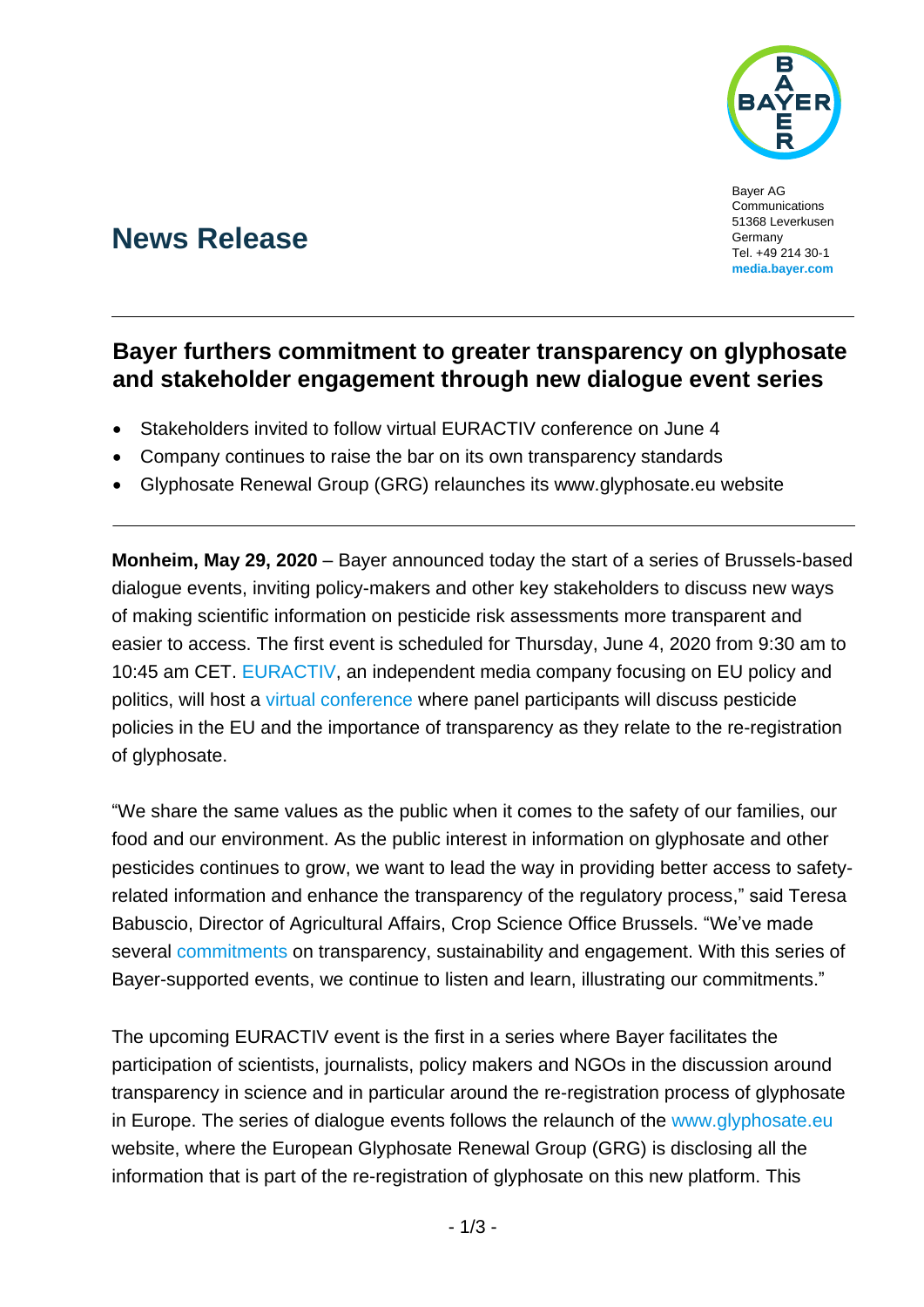Bayer AG
Communications
51368 Leverkusen
Germany
Tel. +49 214 30-1
**media.bayer.com**

# News Release

## Bayer furthers commitment to greater transparency on glyphosate and stakeholder engagement through new dialogue event series

- Stakeholders invited to follow virtual EURACTIV conference on June 4
- Company continues to raise the bar on its own transparency standards
- Glyphosate Renewal Group (GRG) relaunches its www.glyphosate.eu website

**Monheim, May 29, 2020** – Bayer announced today the start of a series of Brussels-based dialogue events, inviting policy-makers and other key stakeholders to discuss new ways of making scientific information on pesticide risk assessments more transparent and easier to access. The first event is scheduled for Thursday, June 4, 2020 from 9:30 am to 10:45 am CET. EURACTIV, an independent media company focusing on EU policy and politics, will host a virtual conference where panel participants will discuss pesticide policies in the EU and the importance of transparency as they relate to the re-registration of glyphosate.

"We share the same values as the public when it comes to the safety of our families, our food and our environment. As the public interest in information on glyphosate and other pesticides continues to grow, we want to lead the way in providing better access to safety-related information and enhance the transparency of the regulatory process," said Teresa Babuscio, Director of Agricultural Affairs, Crop Science Office Brussels. "We've made several commitments on transparency, sustainability and engagement. With this series of Bayer-supported events, we continue to listen and learn, illustrating our commitments."

The upcoming EURACTIV event is the first in a series where Bayer facilitates the participation of scientists, journalists, policy makers and NGOs in the discussion around transparency in science and in particular around the re-registration process of glyphosate in Europe. The series of dialogue events follows the relaunch of the www.glyphosate.eu website, where the European Glyphosate Renewal Group (GRG) is disclosing all the information that is part of the re-registration of glyphosate on this new platform. This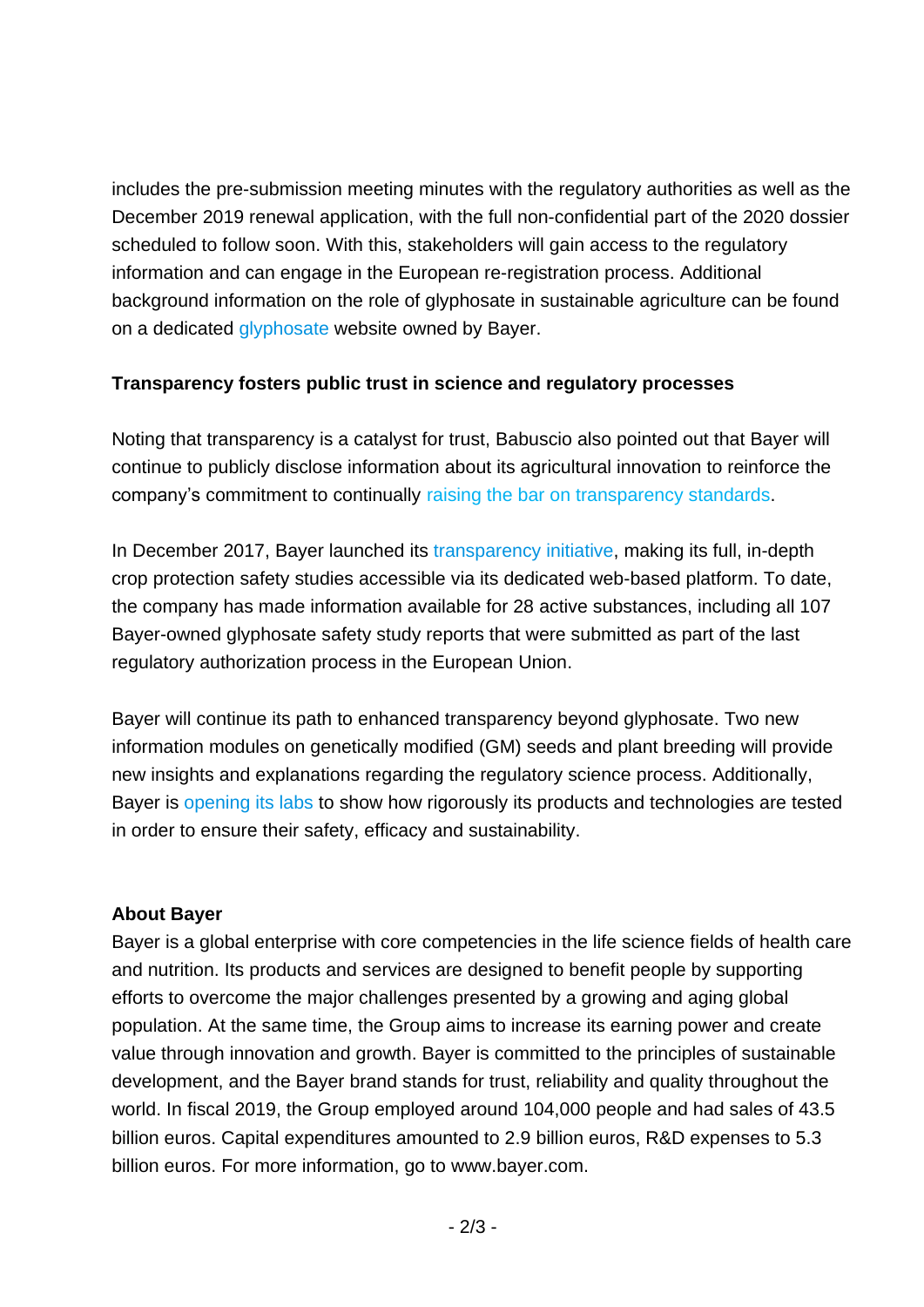includes the pre-submission meeting minutes with the regulatory authorities as well as the December 2019 renewal application, with the full non-confidential part of the 2020 dossier scheduled to follow soon. With this, stakeholders will gain access to the regulatory information and can engage in the European re-registration process. Additional background information on the role of glyphosate in sustainable agriculture can be found on a dedicated glyphosate website owned by Bayer.

**Transparency fosters public trust in science and regulatory processes**

Noting that transparency is a catalyst for trust, Babuscio also pointed out that Bayer will continue to publicly disclose information about its agricultural innovation to reinforce the company's commitment to continually raising the bar on transparency standards.

In December 2017, Bayer launched its transparency initiative, making its full, in-depth crop protection safety studies accessible via its dedicated web-based platform. To date, the company has made information available for 28 active substances, including all 107 Bayer-owned glyphosate safety study reports that were submitted as part of the last regulatory authorization process in the European Union.

Bayer will continue its path to enhanced transparency beyond glyphosate. Two new information modules on genetically modified (GM) seeds and plant breeding will provide new insights and explanations regarding the regulatory science process. Additionally, Bayer is opening its labs to show how rigorously its products and technologies are tested in order to ensure their safety, efficacy and sustainability.

**About Bayer**

Bayer is a global enterprise with core competencies in the life science fields of health care and nutrition. Its products and services are designed to benefit people by supporting efforts to overcome the major challenges presented by a growing and aging global population. At the same time, the Group aims to increase its earning power and create value through innovation and growth. Bayer is committed to the principles of sustainable development, and the Bayer brand stands for trust, reliability and quality throughout the world. In fiscal 2019, the Group employed around 104,000 people and had sales of 43.5 billion euros. Capital expenditures amounted to 2.9 billion euros, R&D expenses to 5.3 billion euros. For more information, go to www.bayer.com.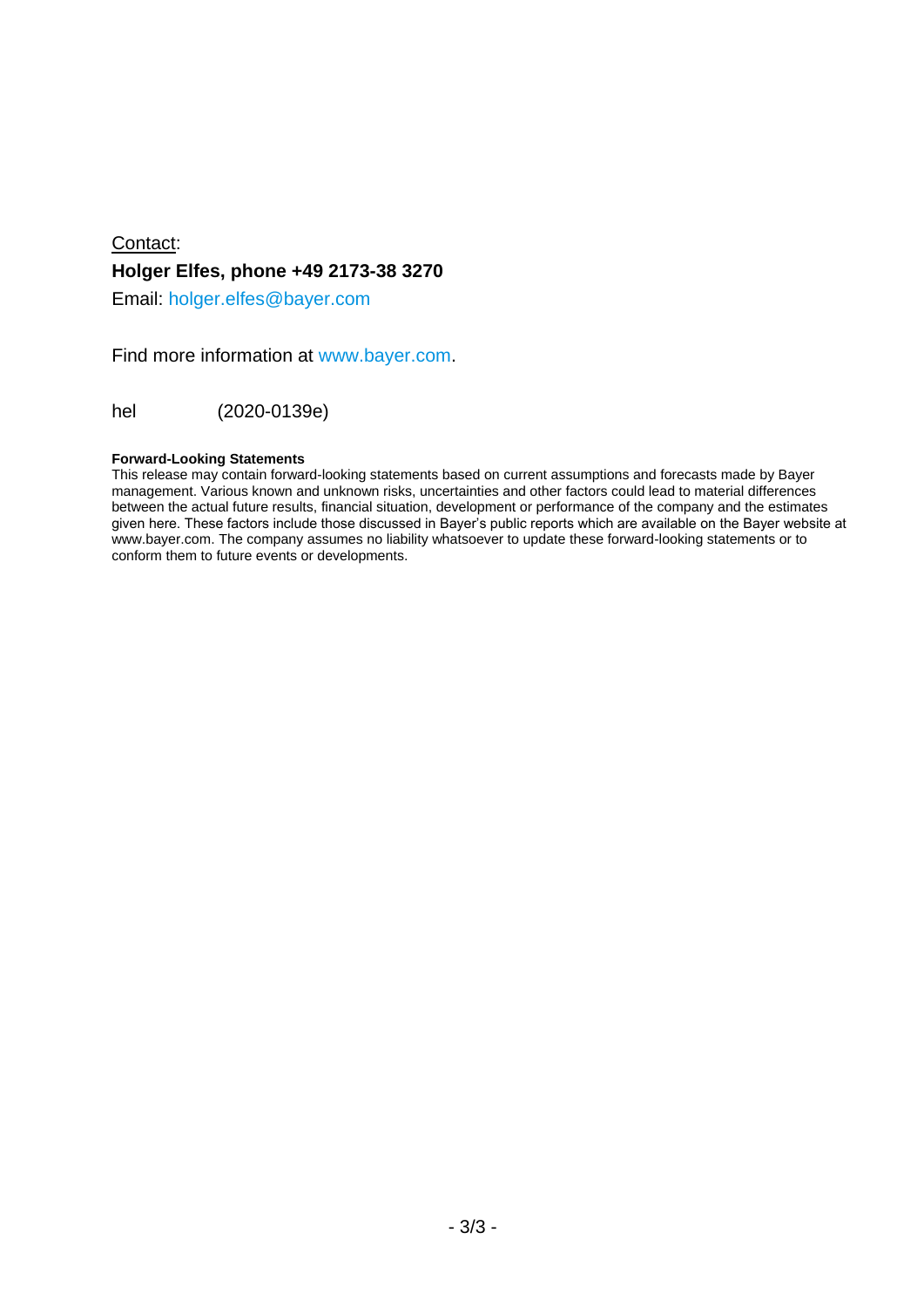Contact:

**Holger Elfes, phone +49 2173-38 3270**

Email: holger.elfes@bayer.com

Find more information at www.bayer.com.

hel (2020-0139e)

**Forward-Looking Statements**

This release may contain forward-looking statements based on current assumptions and forecasts made by Bayer management. Various known and unknown risks, uncertainties and other factors could lead to material differences between the actual future results, financial situation, development or performance of the company and the estimates given here. These factors include those discussed in Bayer's public reports which are available on the Bayer website at www.bayer.com. The company assumes no liability whatsoever to update these forward-looking statements or to conform them to future events or developments.